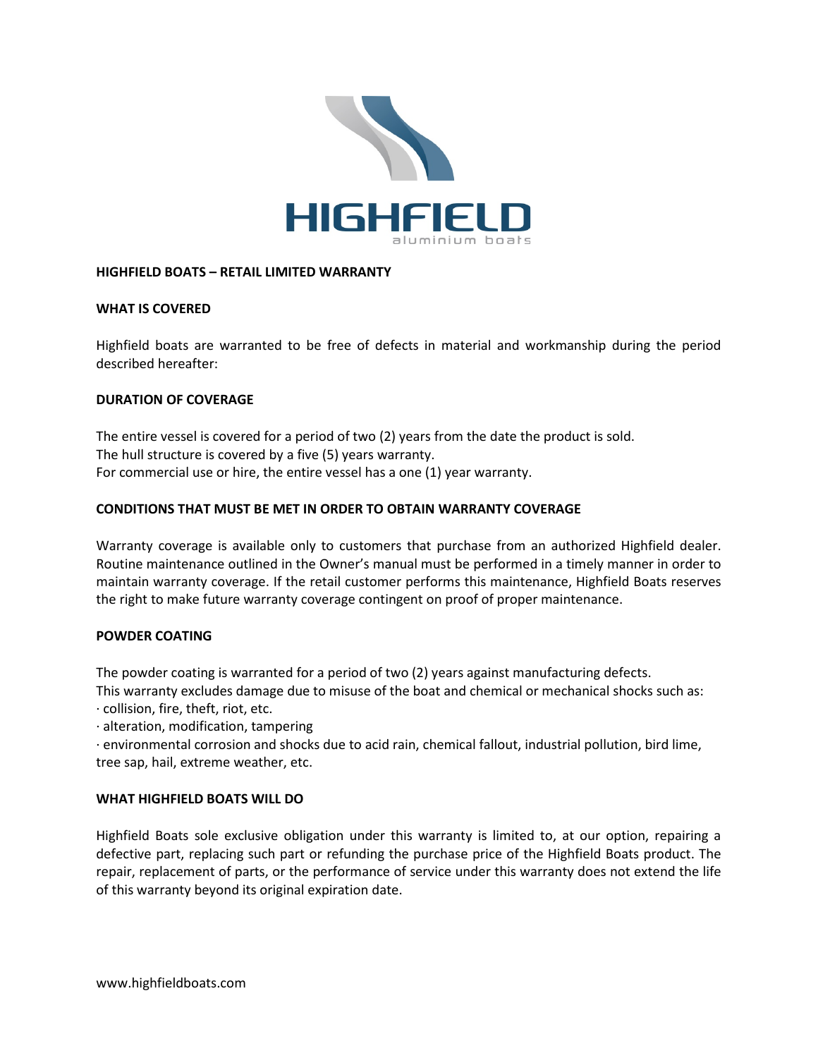# HIGHFIELD BOATS – RETAIL LIMITED WARRANTY

## WHAT IS COVERED

Highfield boats are warranted to be free of defects in material and workmanship during the period described hereafter:

## DURATION OF COVERAGE

The entire vessel is covered for a period of two (2) years from the date the product is sold.
The hull structure is covered by a five (5) years warranty.
For commercial use or hire, the entire vessel has a one (1) year warranty.

## CONDITIONS THAT MUST BE MET IN ORDER TO OBTAIN WARRANTY COVERAGE

Warranty coverage is available only to customers that purchase from an authorized Highfield dealer. Routine maintenance outlined in the Owner's manual must be performed in a timely manner in order to maintain warranty coverage. If the retail customer performs this maintenance, Highfield Boats reserves the right to make future warranty coverage contingent on proof of proper maintenance.

## POWDER COATING

The powder coating is warranted for a period of two (2) years against manufacturing defects.
This warranty excludes damage due to misuse of the boat and chemical or mechanical shocks such as:

- collision, fire, theft, riot, etc.
- alteration, modification, tampering
- environmental corrosion and shocks due to acid rain, chemical fallout, industrial pollution, bird lime, tree sap, hail, extreme weather, etc.

## WHAT HIGHFIELD BOATS WILL DO

Highfield Boats sole exclusive obligation under this warranty is limited to, at our option, repairing a defective part, replacing such part or refunding the purchase price of the Highfield Boats product. The repair, replacement of parts, or the performance of service under this warranty does not extend the life of this warranty beyond its original expiration date.

www.highfieldboats.com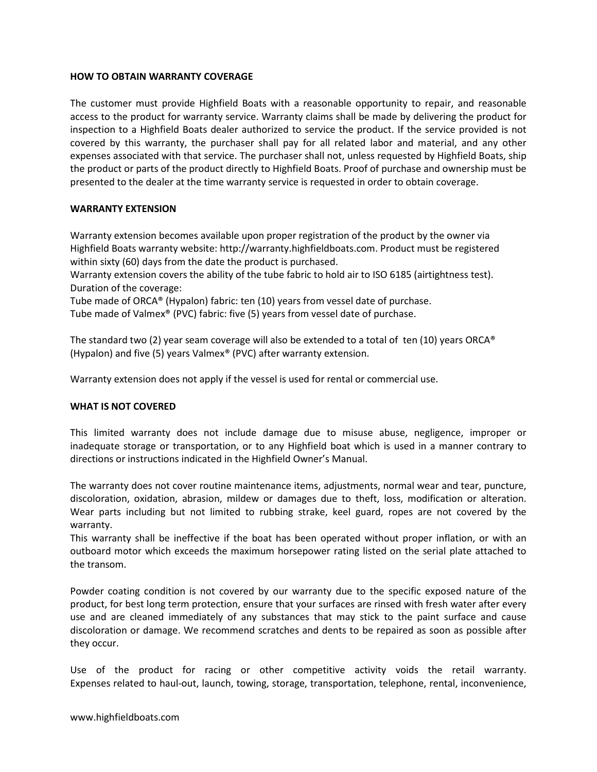**HOW TO OBTAIN WARRANTY COVERAGE**

The customer must provide Highfield Boats with a reasonable opportunity to repair, and reasonable access to the product for warranty service. Warranty claims shall be made by delivering the product for inspection to a Highfield Boats dealer authorized to service the product. If the service provided is not covered by this warranty, the purchaser shall pay for all related labor and material, and any other expenses associated with that service. The purchaser shall not, unless requested by Highfield Boats, ship the product or parts of the product directly to Highfield Boats. Proof of purchase and ownership must be presented to the dealer at the time warranty service is requested in order to obtain coverage.

**WARRANTY EXTENSION**

Warranty extension becomes available upon proper registration of the product by the owner via Highfield Boats warranty website: http://warranty.highfieldboats.com. Product must be registered within sixty (60) days from the date the product is purchased.
Warranty extension covers the ability of the tube fabric to hold air to ISO 6185 (airtightness test).
Duration of the coverage:
Tube made of ORCA® (Hypalon) fabric: ten (10) years from vessel date of purchase.
Tube made of Valmex® (PVC) fabric: five (5) years from vessel date of purchase.

The standard two (2) year seam coverage will also be extended to a total of ten (10) years ORCA® (Hypalon) and five (5) years Valmex® (PVC) after warranty extension.

Warranty extension does not apply if the vessel is used for rental or commercial use.

**WHAT IS NOT COVERED**

This limited warranty does not include damage due to misuse abuse, negligence, improper or inadequate storage or transportation, or to any Highfield boat which is used in a manner contrary to directions or instructions indicated in the Highfield Owner's Manual.

The warranty does not cover routine maintenance items, adjustments, normal wear and tear, puncture, discoloration, oxidation, abrasion, mildew or damages due to theft, loss, modification or alteration. Wear parts including but not limited to rubbing strake, keel guard, ropes are not covered by the warranty.
This warranty shall be ineffective if the boat has been operated without proper inflation, or with an outboard motor which exceeds the maximum horsepower rating listed on the serial plate attached to the transom.

Powder coating condition is not covered by our warranty due to the specific exposed nature of the product, for best long term protection, ensure that your surfaces are rinsed with fresh water after every use and are cleaned immediately of any substances that may stick to the paint surface and cause discoloration or damage. We recommend scratches and dents to be repaired as soon as possible after they occur.

Use of the product for racing or other competitive activity voids the retail warranty. Expenses related to haul-out, launch, towing, storage, transportation, telephone, rental, inconvenience,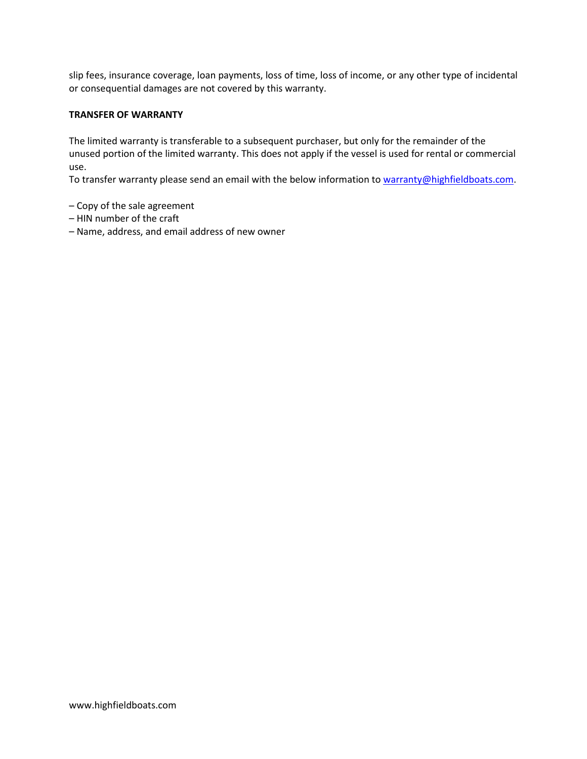slip fees, insurance coverage, loan payments, loss of time, loss of income, or any other type of incidental or consequential damages are not covered by this warranty.

**TRANSFER OF WARRANTY**

The limited warranty is transferable to a subsequent purchaser, but only for the remainder of the unused portion of the limited warranty. This does not apply if the vessel is used for rental or commercial use.
To transfer warranty please send an email with the below information to warranty@highfieldboats.com.

– Copy of the sale agreement
– HIN number of the craft
– Name, address, and email address of new owner